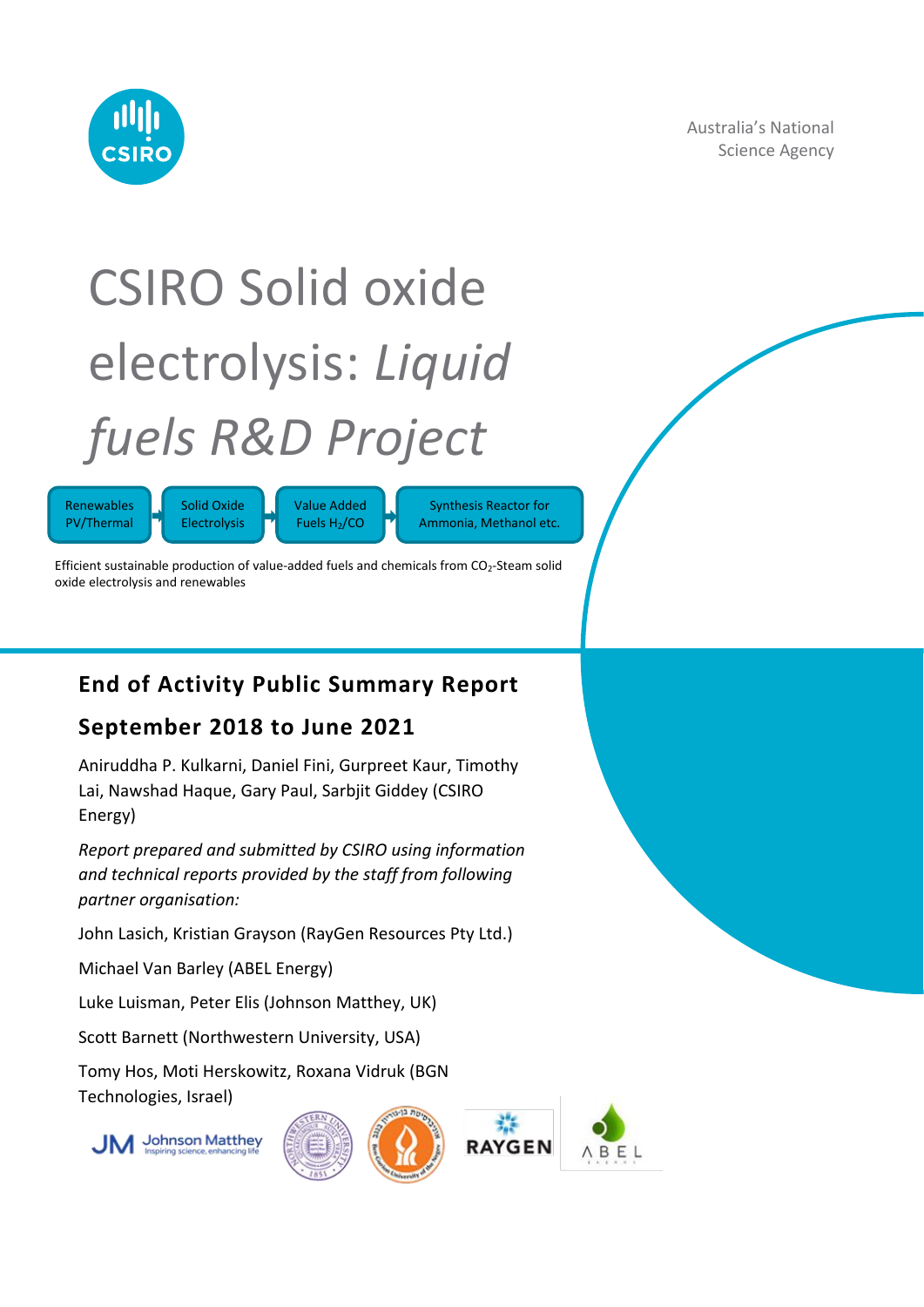Australia's National Science Agency

# CSIRO Solid oxide electrolysis: *Liquid fuels R&D Project*

Renewables PV/Thermal → Solid Oxide Electrolysis → Value Added Fuels $H_2$/CO → Synthesis Reactor for Ammonia, Methanol etc.

Efficient sustainable production of value-added fuels and chemicals from $CO_2$-Steam solid oxide electrolysis and renewables

## End of Activity Public Summary Report

## September 2018 to June 2021

Aniruddha P. Kulkarni, Daniel Fini, Gurpreet Kaur, Timothy Lai, Nawshad Haque, Gary Paul, Sarbjit Giddey (CSIRO Energy)

*Report prepared and submitted by CSIRO using information and technical reports provided by the staff from following partner organisation:*

John Lasich, Kristian Grayson (RayGen Resources Pty Ltd.)

Michael Van Barley (ABEL Energy)

Luke Luisman, Peter Elis (Johnson Matthey, UK)

Scott Barnett (Northwestern University, USA)

Tomy Hos, Moti Herskowitz, Roxana Vidruk (BGN Technologies, Israel)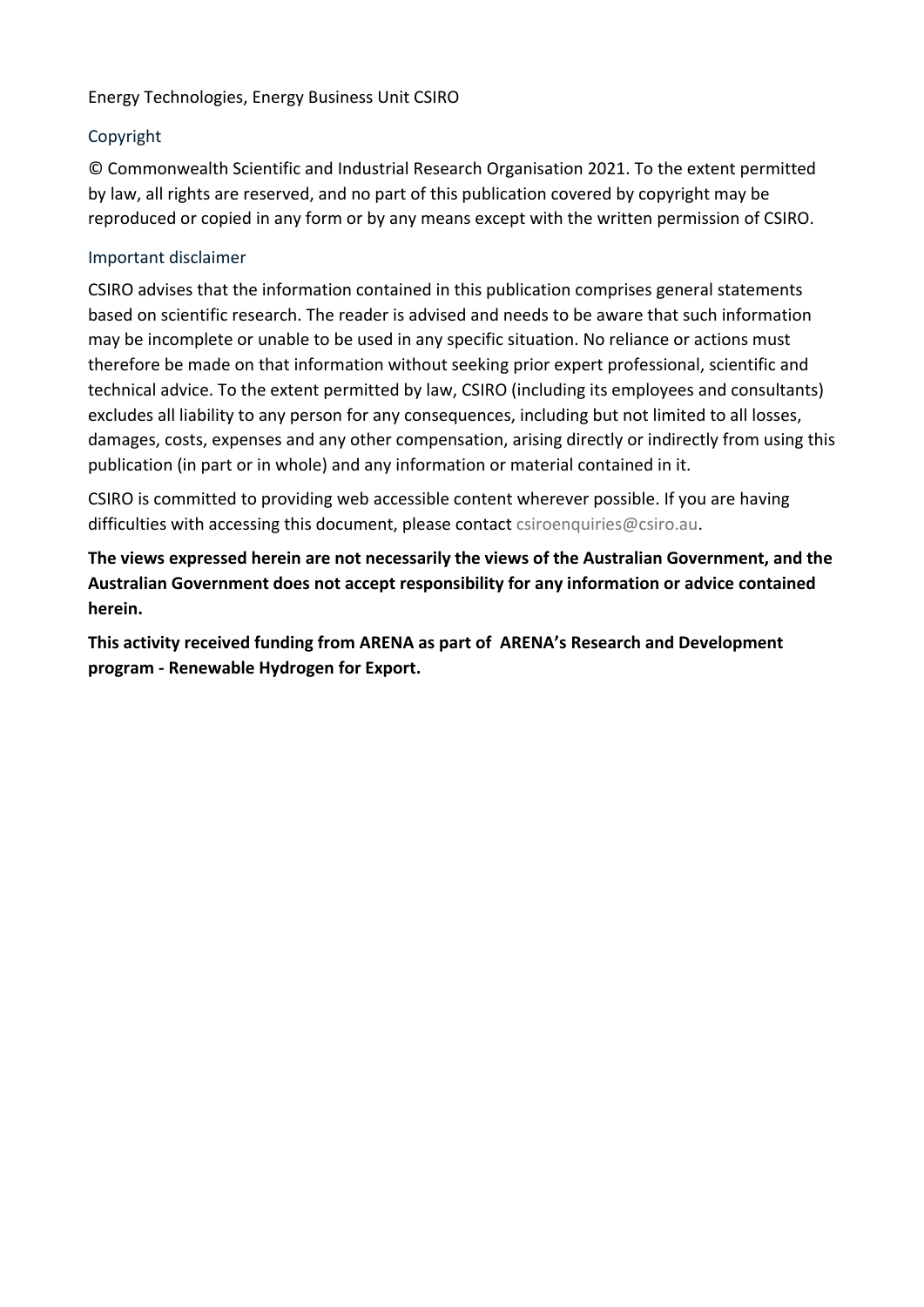Energy Technologies, Energy Business Unit CSIRO

## Copyright

© Commonwealth Scientific and Industrial Research Organisation 2021. To the extent permitted by law, all rights are reserved, and no part of this publication covered by copyright may be reproduced or copied in any form or by any means except with the written permission of CSIRO.

## Important disclaimer

CSIRO advises that the information contained in this publication comprises general statements based on scientific research. The reader is advised and needs to be aware that such information may be incomplete or unable to be used in any specific situation. No reliance or actions must therefore be made on that information without seeking prior expert professional, scientific and technical advice. To the extent permitted by law, CSIRO (including its employees and consultants) excludes all liability to any person for any consequences, including but not limited to all losses, damages, costs, expenses and any other compensation, arising directly or indirectly from using this publication (in part or in whole) and any information or material contained in it.

CSIRO is committed to providing web accessible content wherever possible. If you are having difficulties with accessing this document, please contact csiroenquiries@csiro.au.

**The views expressed herein are not necessarily the views of the Australian Government, and the Australian Government does not accept responsibility for any information or advice contained herein.**

**This activity received funding from ARENA as part of ARENA's Research and Development program - Renewable Hydrogen for Export.**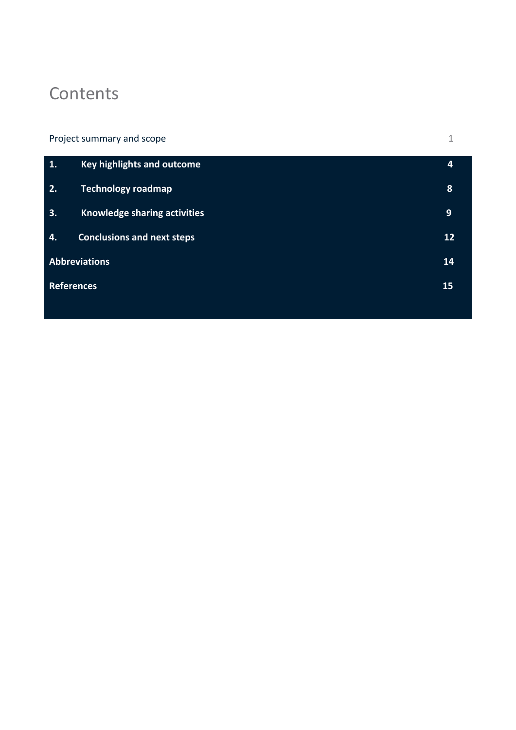# Contents

Project summary and scope 1

**1. Key highlights and outcome 4**

**2. Technology roadmap 8**

**3. Knowledge sharing activities 9**

**4. Conclusions and next steps 12**

**Abbreviations 14**

**References 15**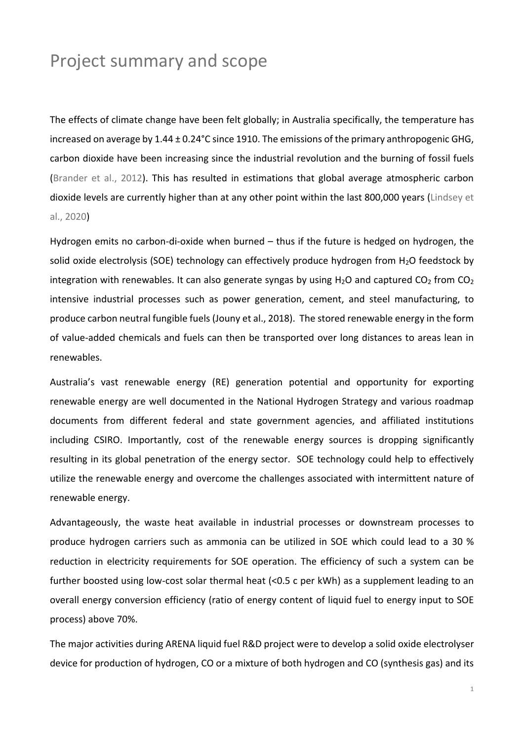# Project summary and scope

The effects of climate change have been felt globally; in Australia specifically, the temperature has increased on average by 1.44 ± 0.24°C since 1910. The emissions of the primary anthropogenic GHG, carbon dioxide have been increasing since the industrial revolution and the burning of fossil fuels (Brander et al., 2012). This has resulted in estimations that global average atmospheric carbon dioxide levels are currently higher than at any other point within the last 800,000 years (Lindsey et al., 2020)

Hydrogen emits no carbon-di-oxide when burned – thus if the future is hedged on hydrogen, the solid oxide electrolysis (SOE) technology can effectively produce hydrogen from $H_2O$ feedstock by integration with renewables. It can also generate syngas by using $H_2O$ and captured $CO_2$ from $CO_2$ intensive industrial processes such as power generation, cement, and steel manufacturing, to produce carbon neutral fungible fuels (Jouny et al., 2018). The stored renewable energy in the form of value-added chemicals and fuels can then be transported over long distances to areas lean in renewables.

Australia's vast renewable energy (RE) generation potential and opportunity for exporting renewable energy are well documented in the National Hydrogen Strategy and various roadmap documents from different federal and state government agencies, and affiliated institutions including CSIRO. Importantly, cost of the renewable energy sources is dropping significantly resulting in its global penetration of the energy sector. SOE technology could help to effectively utilize the renewable energy and overcome the challenges associated with intermittent nature of renewable energy.

Advantageously, the waste heat available in industrial processes or downstream processes to produce hydrogen carriers such as ammonia can be utilized in SOE which could lead to a 30 % reduction in electricity requirements for SOE operation. The efficiency of such a system can be further boosted using low-cost solar thermal heat (<0.5 c per kWh) as a supplement leading to an overall energy conversion efficiency (ratio of energy content of liquid fuel to energy input to SOE process) above 70%.

The major activities during ARENA liquid fuel R&D project were to develop a solid oxide electrolyser device for production of hydrogen, CO or a mixture of both hydrogen and CO (synthesis gas) and its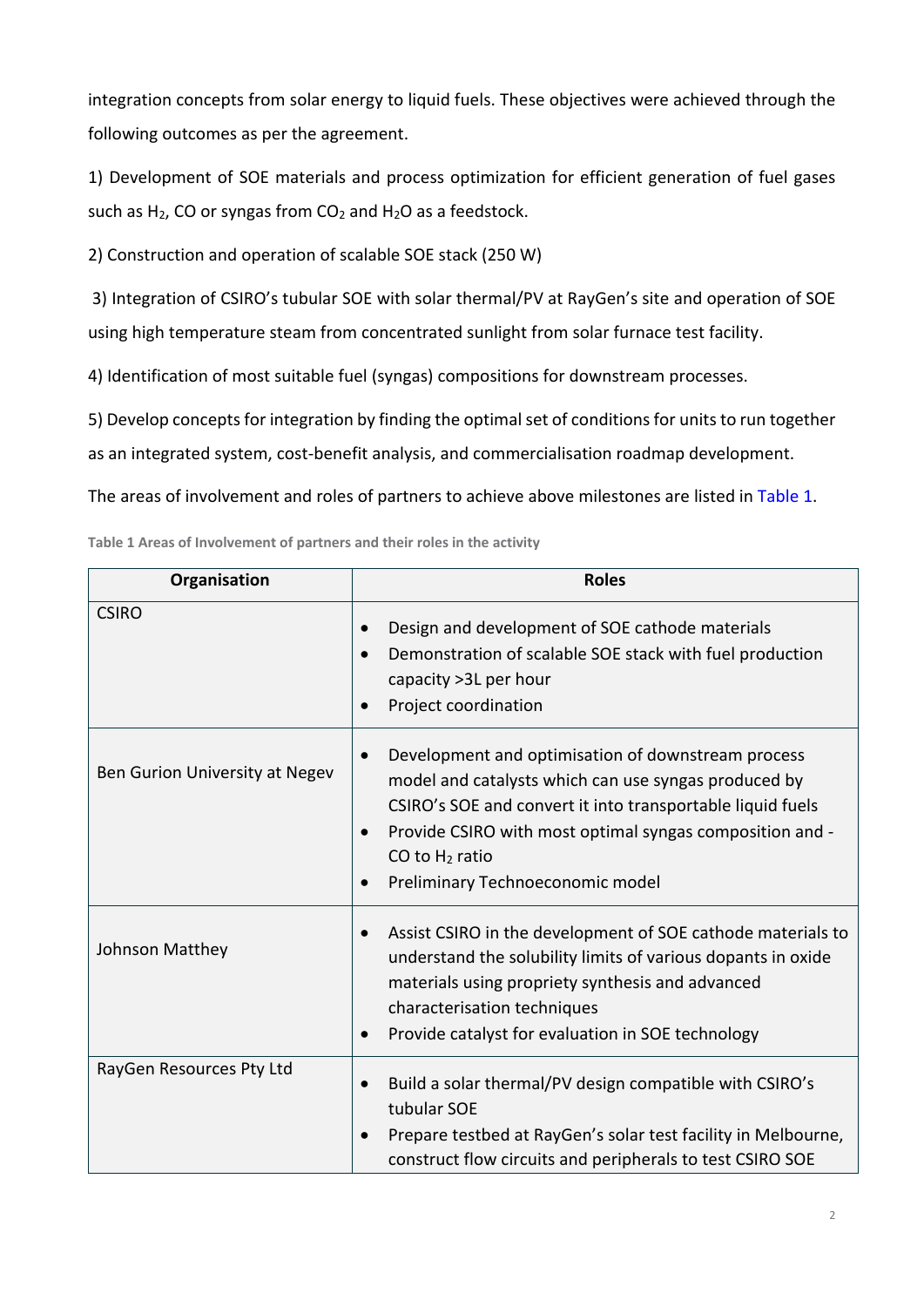integration concepts from solar energy to liquid fuels. These objectives were achieved through the following outcomes as per the agreement.

1) Development of SOE materials and process optimization for efficient generation of fuel gases such as $H_2$, CO or syngas from $CO_2$ and $H_2O$ as a feedstock.

2) Construction and operation of scalable SOE stack (250 W)

3) Integration of CSIRO's tubular SOE with solar thermal/PV at RayGen's site and operation of SOE using high temperature steam from concentrated sunlight from solar furnace test facility.

4) Identification of most suitable fuel (syngas) compositions for downstream processes.

5) Develop concepts for integration by finding the optimal set of conditions for units to run together as an integrated system, cost-benefit analysis, and commercialisation roadmap development.

The areas of involvement and roles of partners to achieve above milestones are listed in Table 1.

**Table 1 Areas of Involvement of partners and their roles in the activity**

| Organisation | Roles |
|---|---|
| CSIRO | • Design and development of SOE cathode materials<br>• Demonstration of scalable SOE stack with fuel production capacity >3L per hour<br>• Project coordination |
| Ben Gurion University at Negev | • Development and optimisation of downstream process model and catalysts which can use syngas produced by CSIRO's SOE and convert it into transportable liquid fuels<br>• Provide CSIRO with most optimal syngas composition and - CO to $H_2$ ratio<br>• Preliminary Technoeconomic model |
| Johnson Matthey | • Assist CSIRO in the development of SOE cathode materials to understand the solubility limits of various dopants in oxide materials using propriety synthesis and advanced characterisation techniques<br>• Provide catalyst for evaluation in SOE technology |
| RayGen Resources Pty Ltd | • Build a solar thermal/PV design compatible with CSIRO's tubular SOE<br>• Prepare testbed at RayGen's solar test facility in Melbourne, construct flow circuits and peripherals to test CSIRO SOE |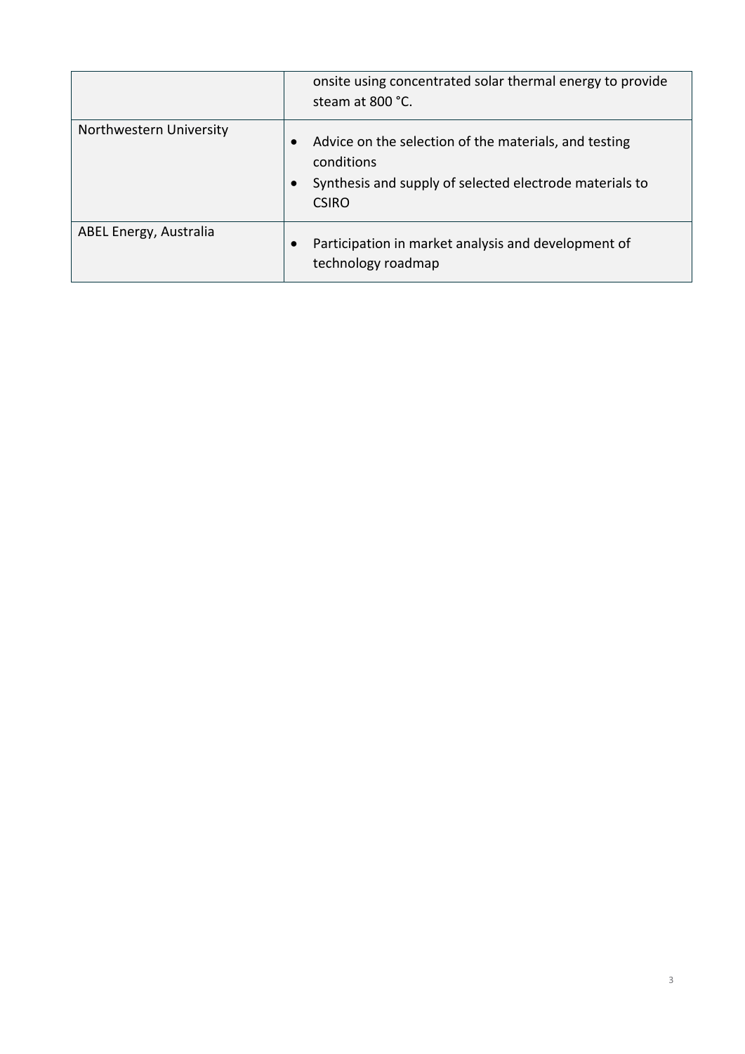| | |
|---|---|
| | onsite using concentrated solar thermal energy to provide steam at 800 °C. |
| Northwestern University | • Advice on the selection of the materials, and testing conditions<br>• Synthesis and supply of selected electrode materials to CSIRO |
| ABEL Energy, Australia | • Participation in market analysis and development of technology roadmap |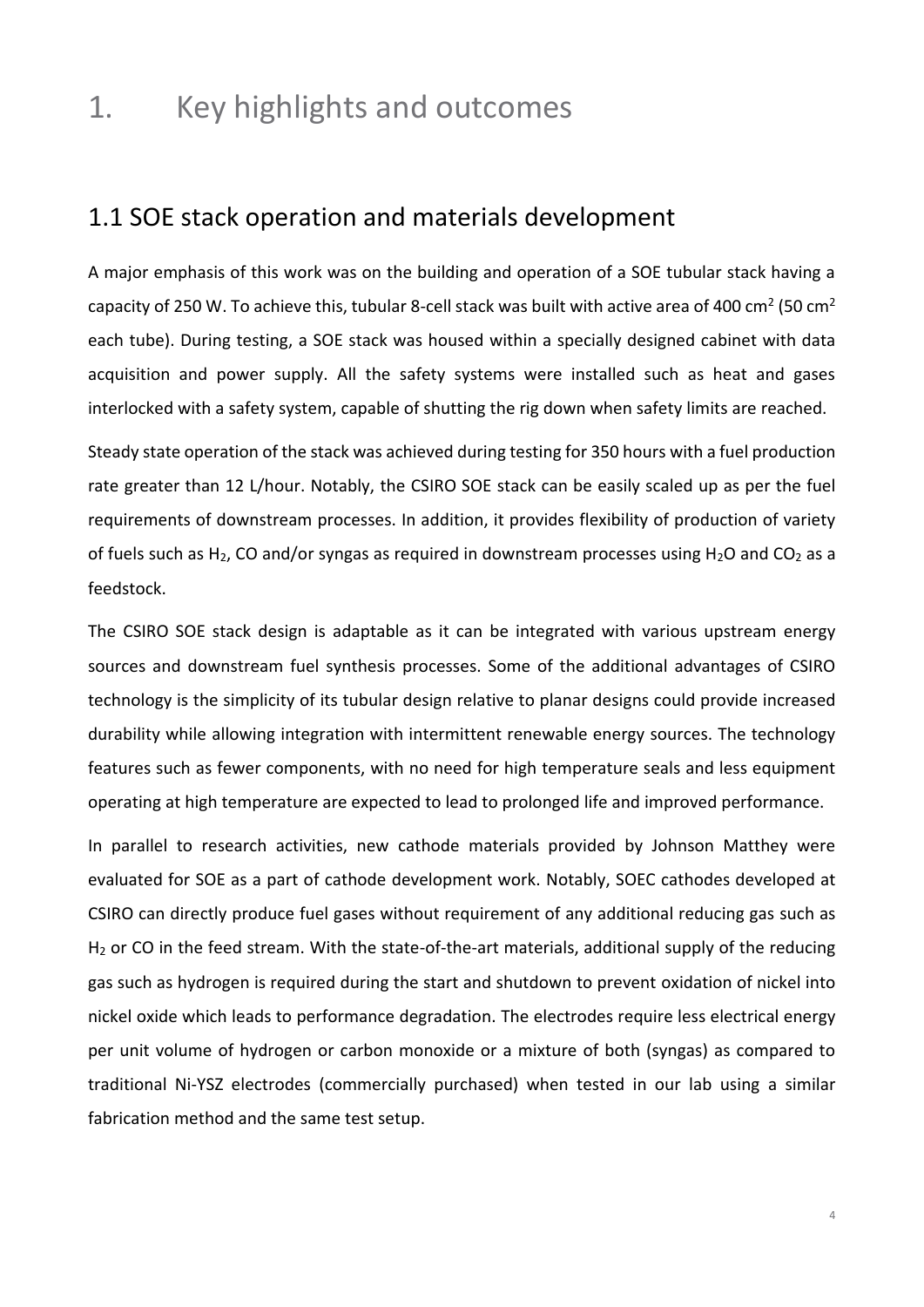# 1. Key highlights and outcomes

## 1.1 SOE stack operation and materials development

A major emphasis of this work was on the building and operation of a SOE tubular stack having a capacity of 250 W. To achieve this, tubular 8-cell stack was built with active area of 400 $cm^2$ (50 $cm^2$ each tube). During testing, a SOE stack was housed within a specially designed cabinet with data acquisition and power supply. All the safety systems were installed such as heat and gases interlocked with a safety system, capable of shutting the rig down when safety limits are reached.

Steady state operation of the stack was achieved during testing for 350 hours with a fuel production rate greater than 12 L/hour. Notably, the CSIRO SOE stack can be easily scaled up as per the fuel requirements of downstream processes. In addition, it provides flexibility of production of variety of fuels such as $H_2$, CO and/or syngas as required in downstream processes using $H_2O$ and $CO_2$ as a feedstock.

The CSIRO SOE stack design is adaptable as it can be integrated with various upstream energy sources and downstream fuel synthesis processes. Some of the additional advantages of CSIRO technology is the simplicity of its tubular design relative to planar designs could provide increased durability while allowing integration with intermittent renewable energy sources. The technology features such as fewer components, with no need for high temperature seals and less equipment operating at high temperature are expected to lead to prolonged life and improved performance.

In parallel to research activities, new cathode materials provided by Johnson Matthey were evaluated for SOE as a part of cathode development work. Notably, SOEC cathodes developed at CSIRO can directly produce fuel gases without requirement of any additional reducing gas such as $H_2$ or CO in the feed stream. With the state-of-the-art materials, additional supply of the reducing gas such as hydrogen is required during the start and shutdown to prevent oxidation of nickel into nickel oxide which leads to performance degradation. The electrodes require less electrical energy per unit volume of hydrogen or carbon monoxide or a mixture of both (syngas) as compared to traditional Ni-YSZ electrodes (commercially purchased) when tested in our lab using a similar fabrication method and the same test setup.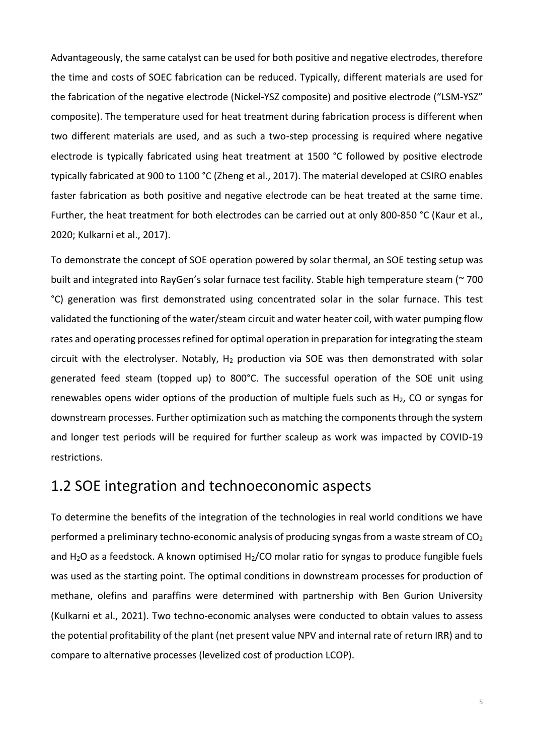Advantageously, the same catalyst can be used for both positive and negative electrodes, therefore the time and costs of SOEC fabrication can be reduced. Typically, different materials are used for the fabrication of the negative electrode (Nickel-YSZ composite) and positive electrode ("LSM-YSZ" composite). The temperature used for heat treatment during fabrication process is different when two different materials are used, and as such a two-step processing is required where negative electrode is typically fabricated using heat treatment at 1500 °C followed by positive electrode typically fabricated at 900 to 1100 °C (Zheng et al., 2017). The material developed at CSIRO enables faster fabrication as both positive and negative electrode can be heat treated at the same time. Further, the heat treatment for both electrodes can be carried out at only 800-850 °C (Kaur et al., 2020; Kulkarni et al., 2017).

To demonstrate the concept of SOE operation powered by solar thermal, an SOE testing setup was built and integrated into RayGen's solar furnace test facility. Stable high temperature steam (~ 700 °C) generation was first demonstrated using concentrated solar in the solar furnace. This test validated the functioning of the water/steam circuit and water heater coil, with water pumping flow rates and operating processes refined for optimal operation in preparation for integrating the steam circuit with the electrolyser. Notably, $H_2$ production via SOE was then demonstrated with solar generated feed steam (topped up) to 800°C. The successful operation of the SOE unit using renewables opens wider options of the production of multiple fuels such as $H_2$, CO or syngas for downstream processes. Further optimization such as matching the components through the system and longer test periods will be required for further scaleup as work was impacted by COVID-19 restrictions.

## 1.2 SOE integration and technoeconomic aspects

To determine the benefits of the integration of the technologies in real world conditions we have performed a preliminary techno-economic analysis of producing syngas from a waste stream of $CO_2$ and $H_2O$ as a feedstock. A known optimised $H_2$/CO molar ratio for syngas to produce fungible fuels was used as the starting point. The optimal conditions in downstream processes for production of methane, olefins and paraffins were determined with partnership with Ben Gurion University (Kulkarni et al., 2021). Two techno-economic analyses were conducted to obtain values to assess the potential profitability of the plant (net present value NPV and internal rate of return IRR) and to compare to alternative processes (levelized cost of production LCOP).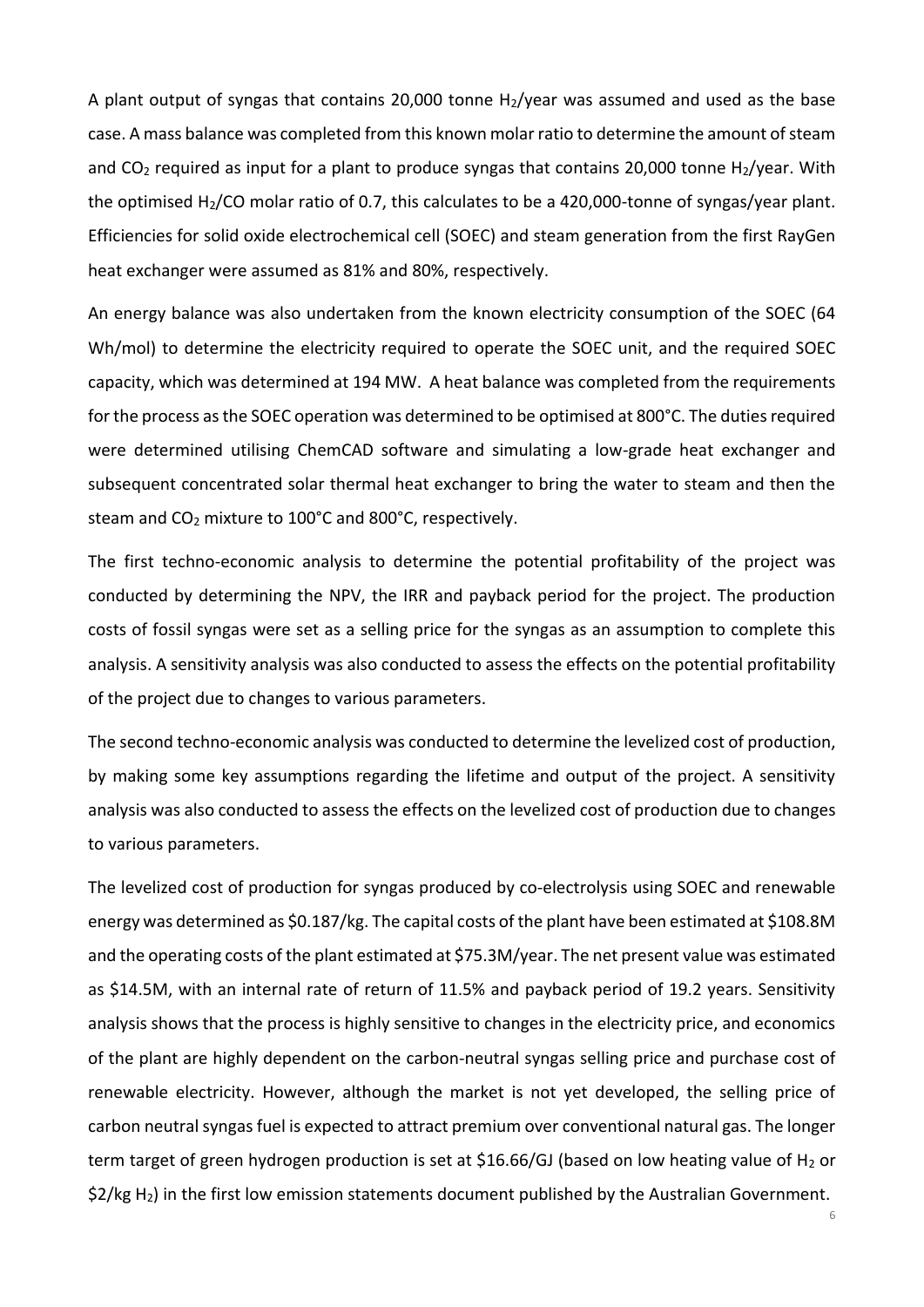A plant output of syngas that contains 20,000 tonne $H_2$/year was assumed and used as the base case. A mass balance was completed from this known molar ratio to determine the amount of steam and $CO_2$ required as input for a plant to produce syngas that contains 20,000 tonne $H_2$/year. With the optimised $H_2$/CO molar ratio of 0.7, this calculates to be a 420,000-tonne of syngas/year plant. Efficiencies for solid oxide electrochemical cell (SOEC) and steam generation from the first RayGen heat exchanger were assumed as 81% and 80%, respectively.

An energy balance was also undertaken from the known electricity consumption of the SOEC (64 Wh/mol) to determine the electricity required to operate the SOEC unit, and the required SOEC capacity, which was determined at 194 MW. A heat balance was completed from the requirements for the process as the SOEC operation was determined to be optimised at 800°C. The duties required were determined utilising ChemCAD software and simulating a low-grade heat exchanger and subsequent concentrated solar thermal heat exchanger to bring the water to steam and then the steam and $CO_2$ mixture to 100°C and 800°C, respectively.

The first techno-economic analysis to determine the potential profitability of the project was conducted by determining the NPV, the IRR and payback period for the project. The production costs of fossil syngas were set as a selling price for the syngas as an assumption to complete this analysis. A sensitivity analysis was also conducted to assess the effects on the potential profitability of the project due to changes to various parameters.

The second techno-economic analysis was conducted to determine the levelized cost of production, by making some key assumptions regarding the lifetime and output of the project. A sensitivity analysis was also conducted to assess the effects on the levelized cost of production due to changes to various parameters.

The levelized cost of production for syngas produced by co-electrolysis using SOEC and renewable energy was determined as $0.187/kg. The capital costs of the plant have been estimated at $108.8M and the operating costs of the plant estimated at $75.3M/year. The net present value was estimated as $14.5M, with an internal rate of return of 11.5% and payback period of 19.2 years. Sensitivity analysis shows that the process is highly sensitive to changes in the electricity price, and economics of the plant are highly dependent on the carbon-neutral syngas selling price and purchase cost of renewable electricity. However, although the market is not yet developed, the selling price of carbon neutral syngas fuel is expected to attract premium over conventional natural gas. The longer term target of green hydrogen production is set at $16.66/GJ (based on low heating value of $H_2$ or $2/kg $H_2$) in the first low emission statements document published by the Australian Government.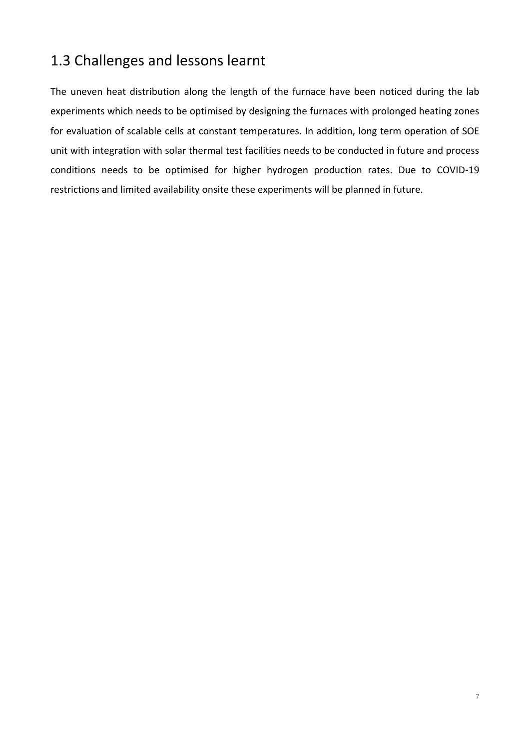## 1.3 Challenges and lessons learnt

The uneven heat distribution along the length of the furnace have been noticed during the lab experiments which needs to be optimised by designing the furnaces with prolonged heating zones for evaluation of scalable cells at constant temperatures. In addition, long term operation of SOE unit with integration with solar thermal test facilities needs to be conducted in future and process conditions needs to be optimised for higher hydrogen production rates. Due to COVID-19 restrictions and limited availability onsite these experiments will be planned in future.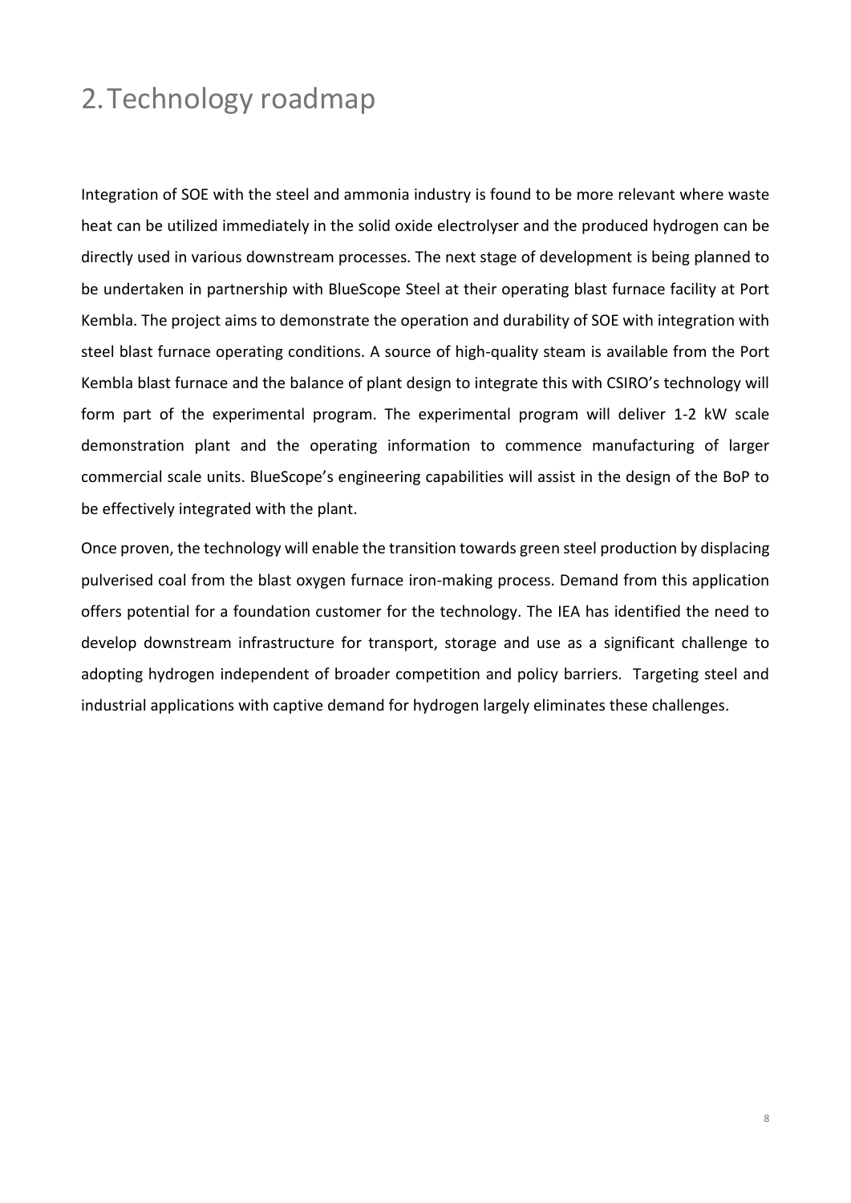# 2. Technology roadmap

Integration of SOE with the steel and ammonia industry is found to be more relevant where waste heat can be utilized immediately in the solid oxide electrolyser and the produced hydrogen can be directly used in various downstream processes. The next stage of development is being planned to be undertaken in partnership with BlueScope Steel at their operating blast furnace facility at Port Kembla. The project aims to demonstrate the operation and durability of SOE with integration with steel blast furnace operating conditions. A source of high-quality steam is available from the Port Kembla blast furnace and the balance of plant design to integrate this with CSIRO's technology will form part of the experimental program. The experimental program will deliver 1-2 kW scale demonstration plant and the operating information to commence manufacturing of larger commercial scale units. BlueScope's engineering capabilities will assist in the design of the BoP to be effectively integrated with the plant.

Once proven, the technology will enable the transition towards green steel production by displacing pulverised coal from the blast oxygen furnace iron-making process. Demand from this application offers potential for a foundation customer for the technology. The IEA has identified the need to develop downstream infrastructure for transport, storage and use as a significant challenge to adopting hydrogen independent of broader competition and policy barriers. Targeting steel and industrial applications with captive demand for hydrogen largely eliminates these challenges.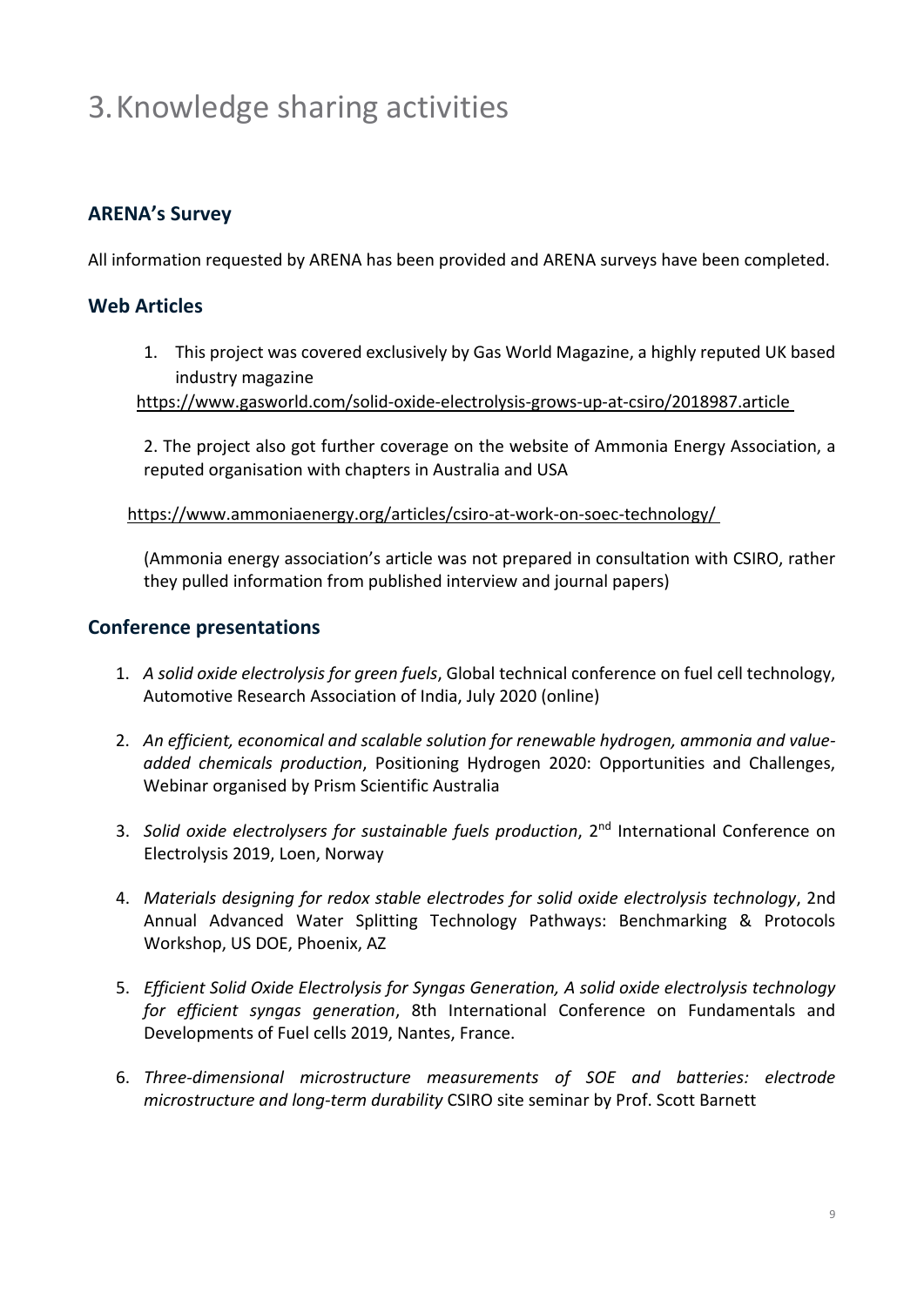# 3. Knowledge sharing activities

## ARENA's Survey

All information requested by ARENA has been provided and ARENA surveys have been completed.

## Web Articles

1. This project was covered exclusively by Gas World Magazine, a highly reputed UK based industry magazine
https://www.gasworld.com/solid-oxide-electrolysis-grows-up-at-csiro/2018987.article

2. The project also got further coverage on the website of Ammonia Energy Association, a reputed organisation with chapters in Australia and USA

https://www.ammoniaenergy.org/articles/csiro-at-work-on-soec-technology/

(Ammonia energy association's article was not prepared in consultation with CSIRO, rather they pulled information from published interview and journal papers)

## Conference presentations

1. *A solid oxide electrolysis for green fuels*, Global technical conference on fuel cell technology, Automotive Research Association of India, July 2020 (online)

2. *An efficient, economical and scalable solution for renewable hydrogen, ammonia and value-added chemicals production*, Positioning Hydrogen 2020: Opportunities and Challenges, Webinar organised by Prism Scientific Australia

3. *Solid oxide electrolysers for sustainable fuels production*, 2nd International Conference on Electrolysis 2019, Loen, Norway

4. *Materials designing for redox stable electrodes for solid oxide electrolysis technology*, 2nd Annual Advanced Water Splitting Technology Pathways: Benchmarking & Protocols Workshop, US DOE, Phoenix, AZ

5. *Efficient Solid Oxide Electrolysis for Syngas Generation, A solid oxide electrolysis technology for efficient syngas generation*, 8th International Conference on Fundamentals and Developments of Fuel cells 2019, Nantes, France.

6. *Three-dimensional microstructure measurements of SOE and batteries: electrode microstructure and long-term durability* CSIRO site seminar by Prof. Scott Barnett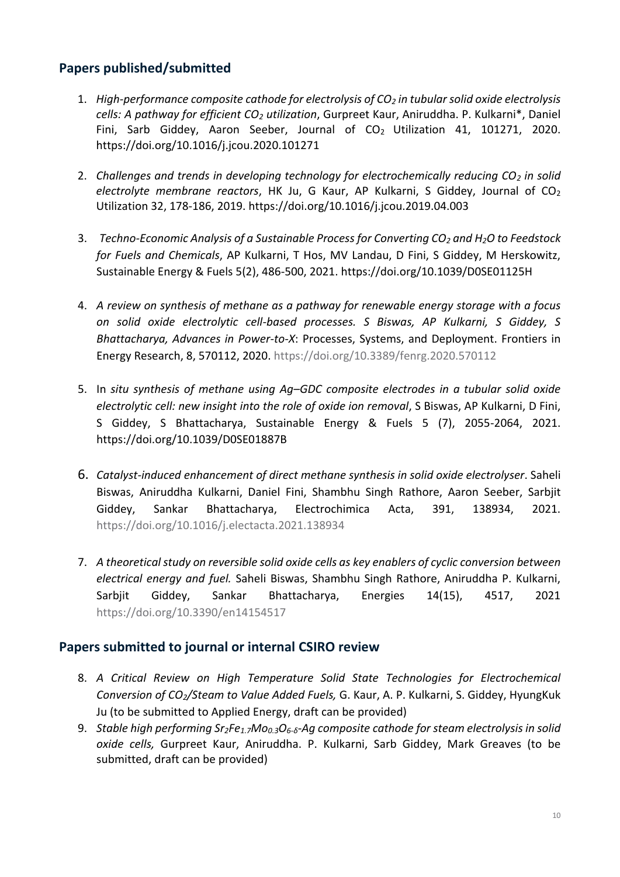## Papers published/submitted

1. *High-performance composite cathode for electrolysis of $CO_2$ in tubular solid oxide electrolysis cells: A pathway for efficient $CO_2$ utilization*, Gurpreet Kaur, Aniruddha. P. Kulkarni*, Daniel Fini, Sarb Giddey, Aaron Seeber, Journal of $CO_2$ Utilization 41, 101271, 2020. https://doi.org/10.1016/j.jcou.2020.101271

2. *Challenges and trends in developing technology for electrochemically reducing $CO_2$ in solid electrolyte membrane reactors*, HK Ju, G Kaur, AP Kulkarni, S Giddey, Journal of $CO_2$ Utilization 32, 178-186, 2019. https://doi.org/10.1016/j.jcou.2019.04.003

3. *Techno-Economic Analysis of a Sustainable Process for Converting $CO_2$ and $H_2O$ to Feedstock for Fuels and Chemicals*, AP Kulkarni, T Hos, MV Landau, D Fini, S Giddey, M Herskowitz, Sustainable Energy & Fuels 5(2), 486-500, 2021. https://doi.org/10.1039/D0SE01125H

4. *A review on synthesis of methane as a pathway for renewable energy storage with a focus on solid oxide electrolytic cell-based processes. S Biswas, AP Kulkarni, S Giddey, S Bhattacharya, Advances in Power-to-X*: Processes, Systems, and Deployment. Frontiers in Energy Research, 8, 570112, 2020. https://doi.org/10.3389/fenrg.2020.570112

5. In *situ synthesis of methane using Ag–GDC composite electrodes in a tubular solid oxide electrolytic cell: new insight into the role of oxide ion removal*, S Biswas, AP Kulkarni, D Fini, S Giddey, S Bhattacharya, Sustainable Energy & Fuels 5 (7), 2055-2064, 2021. https://doi.org/10.1039/D0SE01887B

6. *Catalyst-induced enhancement of direct methane synthesis in solid oxide electrolyser*. Saheli Biswas, Aniruddha Kulkarni, Daniel Fini, Shambhu Singh Rathore, Aaron Seeber, Sarbjit Giddey, Sankar Bhattacharya, Electrochimica Acta, 391, 138934, 2021. https://doi.org/10.1016/j.electacta.2021.138934

7. *A theoretical study on reversible solid oxide cells as key enablers of cyclic conversion between electrical energy and fuel.* Saheli Biswas, Shambhu Singh Rathore, Aniruddha P. Kulkarni, Sarbjit Giddey, Sankar Bhattacharya, Energies 14(15), 4517, 2021 https://doi.org/10.3390/en14154517

## Papers submitted to journal or internal CSIRO review

8. *A Critical Review on High Temperature Solid State Technologies for Electrochemical Conversion of $CO_2$/Steam to Value Added Fuels,* G. Kaur, A. P. Kulkarni, S. Giddey, HyungKuk Ju (to be submitted to Applied Energy, draft can be provided)
9. *Stable high performing $Sr_2Fe_{1.7}Mo_{0.3}O_{6-\delta}$-Ag composite cathode for steam electrolysis in solid oxide cells,* Gurpreet Kaur, Aniruddha. P. Kulkarni, Sarb Giddey, Mark Greaves (to be submitted, draft can be provided)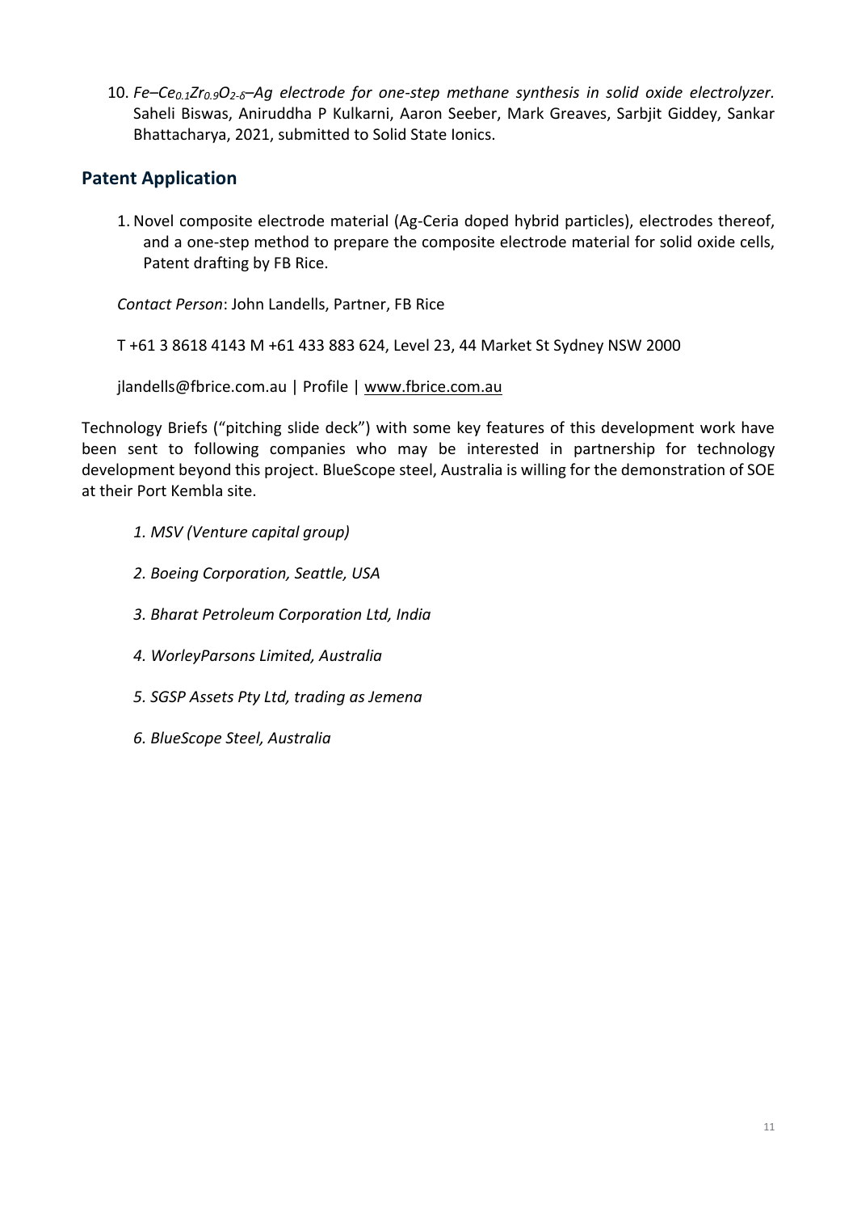10. *Fe–$Ce_{0.1}Zr_{0.9}O_{2-\delta}$–Ag electrode for one-step methane synthesis in solid oxide electrolyzer.* Saheli Biswas, Aniruddha P Kulkarni, Aaron Seeber, Mark Greaves, Sarbjit Giddey, Sankar Bhattacharya, 2021, submitted to Solid State Ionics.

## Patent Application

1. Novel composite electrode material (Ag-Ceria doped hybrid particles), electrodes thereof, and a one-step method to prepare the composite electrode material for solid oxide cells, Patent drafting by FB Rice.

*Contact Person*: John Landells, Partner, FB Rice

T +61 3 8618 4143 M +61 433 883 624, Level 23, 44 Market St Sydney NSW 2000

jlandells@fbrice.com.au | Profile | www.fbrice.com.au

Technology Briefs ("pitching slide deck") with some key features of this development work have been sent to following companies who may be interested in partnership for technology development beyond this project. BlueScope steel, Australia is willing for the demonstration of SOE at their Port Kembla site.

1. *MSV (Venture capital group)*
2. *Boeing Corporation, Seattle, USA*
3. *Bharat Petroleum Corporation Ltd, India*
4. *WorleyParsons Limited, Australia*
5. *SGSP Assets Pty Ltd, trading as Jemena*
6. *BlueScope Steel, Australia*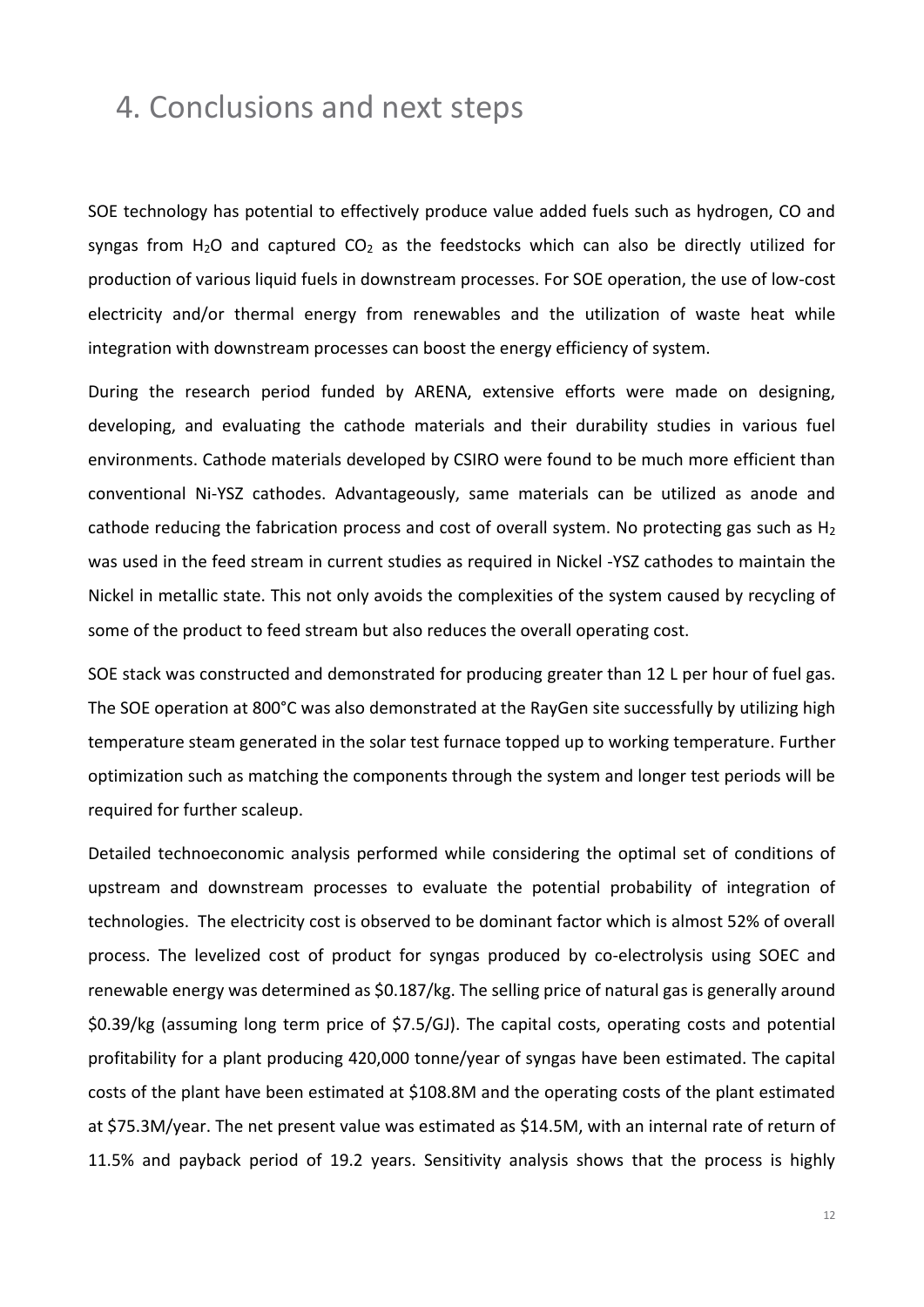# 4. Conclusions and next steps

SOE technology has potential to effectively produce value added fuels such as hydrogen, CO and syngas from $H_2O$ and captured $CO_2$ as the feedstocks which can also be directly utilized for production of various liquid fuels in downstream processes. For SOE operation, the use of low-cost electricity and/or thermal energy from renewables and the utilization of waste heat while integration with downstream processes can boost the energy efficiency of system.

During the research period funded by ARENA, extensive efforts were made on designing, developing, and evaluating the cathode materials and their durability studies in various fuel environments. Cathode materials developed by CSIRO were found to be much more efficient than conventional Ni-YSZ cathodes. Advantageously, same materials can be utilized as anode and cathode reducing the fabrication process and cost of overall system. No protecting gas such as $H_2$ was used in the feed stream in current studies as required in Nickel -YSZ cathodes to maintain the Nickel in metallic state. This not only avoids the complexities of the system caused by recycling of some of the product to feed stream but also reduces the overall operating cost.

SOE stack was constructed and demonstrated for producing greater than 12 L per hour of fuel gas. The SOE operation at 800°C was also demonstrated at the RayGen site successfully by utilizing high temperature steam generated in the solar test furnace topped up to working temperature. Further optimization such as matching the components through the system and longer test periods will be required for further scaleup.

Detailed technoeconomic analysis performed while considering the optimal set of conditions of upstream and downstream processes to evaluate the potential probability of integration of technologies. The electricity cost is observed to be dominant factor which is almost 52% of overall process. The levelized cost of product for syngas produced by co-electrolysis using SOEC and renewable energy was determined as $0.187/kg. The selling price of natural gas is generally around $0.39/kg (assuming long term price of $7.5/GJ). The capital costs, operating costs and potential profitability for a plant producing 420,000 tonne/year of syngas have been estimated. The capital costs of the plant have been estimated at $108.8M and the operating costs of the plant estimated at $75.3M/year. The net present value was estimated as $14.5M, with an internal rate of return of 11.5% and payback period of 19.2 years. Sensitivity analysis shows that the process is highly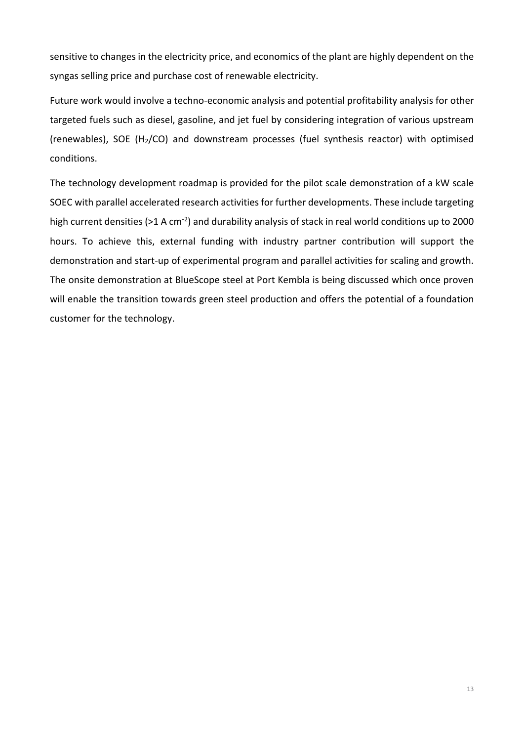sensitive to changes in the electricity price, and economics of the plant are highly dependent on the syngas selling price and purchase cost of renewable electricity.

Future work would involve a techno-economic analysis and potential profitability analysis for other targeted fuels such as diesel, gasoline, and jet fuel by considering integration of various upstream (renewables), SOE ($H_2$/CO) and downstream processes (fuel synthesis reactor) with optimised conditions.

The technology development roadmap is provided for the pilot scale demonstration of a kW scale SOEC with parallel accelerated research activities for further developments. These include targeting high current densities (>1 A $cm^{-2}$) and durability analysis of stack in real world conditions up to 2000 hours. To achieve this, external funding with industry partner contribution will support the demonstration and start-up of experimental program and parallel activities for scaling and growth. The onsite demonstration at BlueScope steel at Port Kembla is being discussed which once proven will enable the transition towards green steel production and offers the potential of a foundation customer for the technology.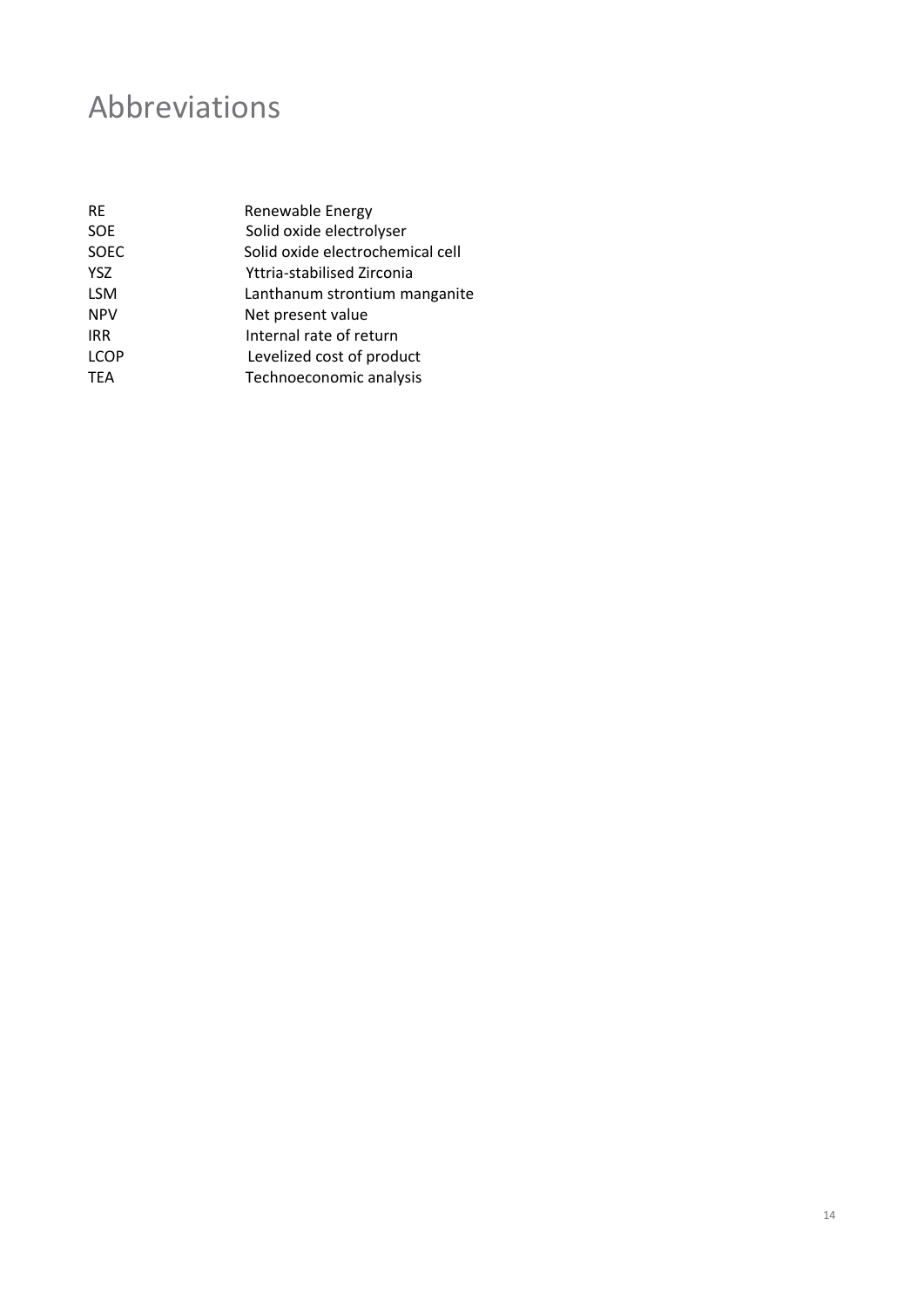# Abbreviations

| | |
|---|---|
| RE | Renewable Energy |
| SOE | Solid oxide electrolyser |
| SOEC | Solid oxide electrochemical cell |
| YSZ | Yttria-stabilised Zirconia |
| LSM | Lanthanum strontium manganite |
| NPV | Net present value |
| IRR | Internal rate of return |
| LCOP | Levelized cost of product |
| TEA | Technoeconomic analysis |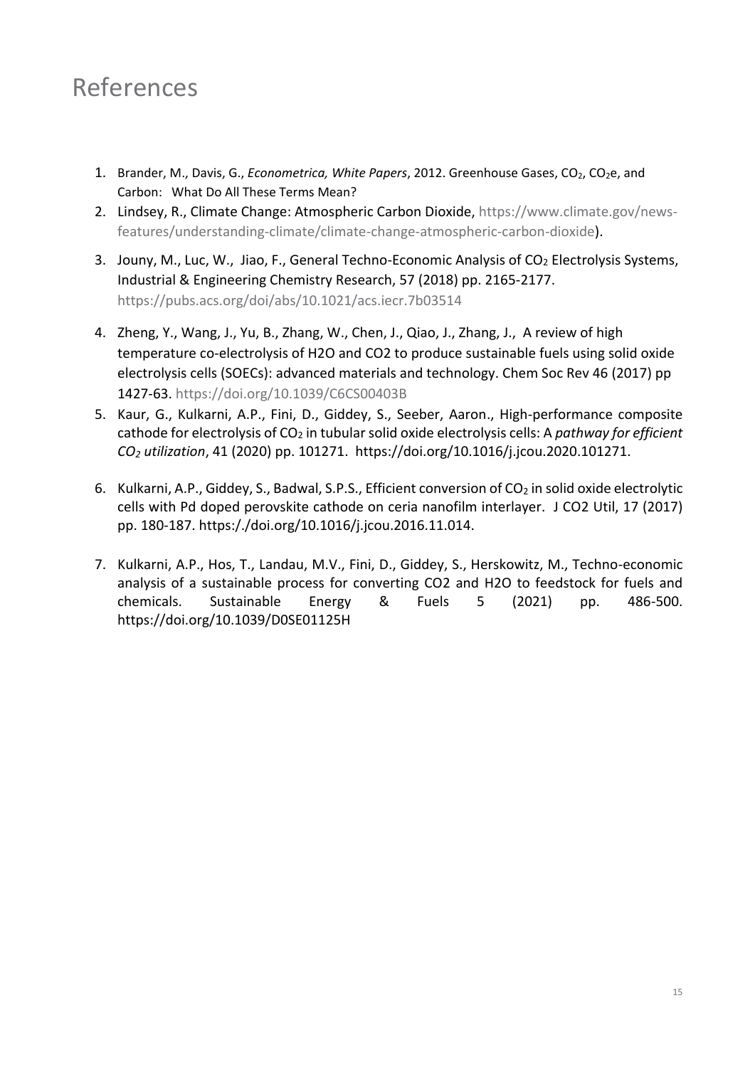# References

1. Brander, M., Davis, G., *Econometrica, White Papers*, 2012. Greenhouse Gases, $CO_2$, $CO_2e$, and Carbon: What Do All These Terms Mean?
2. Lindsey, R., Climate Change: Atmospheric Carbon Dioxide, https://www.climate.gov/news-features/understanding-climate/climate-change-atmospheric-carbon-dioxide).
3. Jouny, M., Luc, W., Jiao, F., General Techno-Economic Analysis of $CO_2$ Electrolysis Systems, Industrial & Engineering Chemistry Research, 57 (2018) pp. 2165-2177. https://pubs.acs.org/doi/abs/10.1021/acs.iecr.7b03514
4. Zheng, Y., Wang, J., Yu, B., Zhang, W., Chen, J., Qiao, J., Zhang, J., A review of high temperature co-electrolysis of H2O and CO2 to produce sustainable fuels using solid oxide electrolysis cells (SOECs): advanced materials and technology. Chem Soc Rev 46 (2017) pp 1427-63. https://doi.org/10.1039/C6CS00403B
5. Kaur, G., Kulkarni, A.P., Fini, D., Giddey, S., Seeber, Aaron., High-performance composite cathode for electrolysis of $CO_2$ in tubular solid oxide electrolysis cells: A *pathway for efficient $CO_2$ utilization*, 41 (2020) pp. 101271. https://doi.org/10.1016/j.jcou.2020.101271.
6. Kulkarni, A.P., Giddey, S., Badwal, S.P.S., Efficient conversion of $CO_2$ in solid oxide electrolytic cells with Pd doped perovskite cathode on ceria nanofilm interlayer. J CO2 Util, 17 (2017) pp. 180-187. https:/.doi.org/10.1016/j.jcou.2016.11.014.
7. Kulkarni, A.P., Hos, T., Landau, M.V., Fini, D., Giddey, S., Herskowitz, M., Techno-economic analysis of a sustainable process for converting CO2 and H2O to feedstock for fuels and chemicals. Sustainable Energy & Fuels 5 (2021) pp. 486-500. https://doi.org/10.1039/D0SE01125H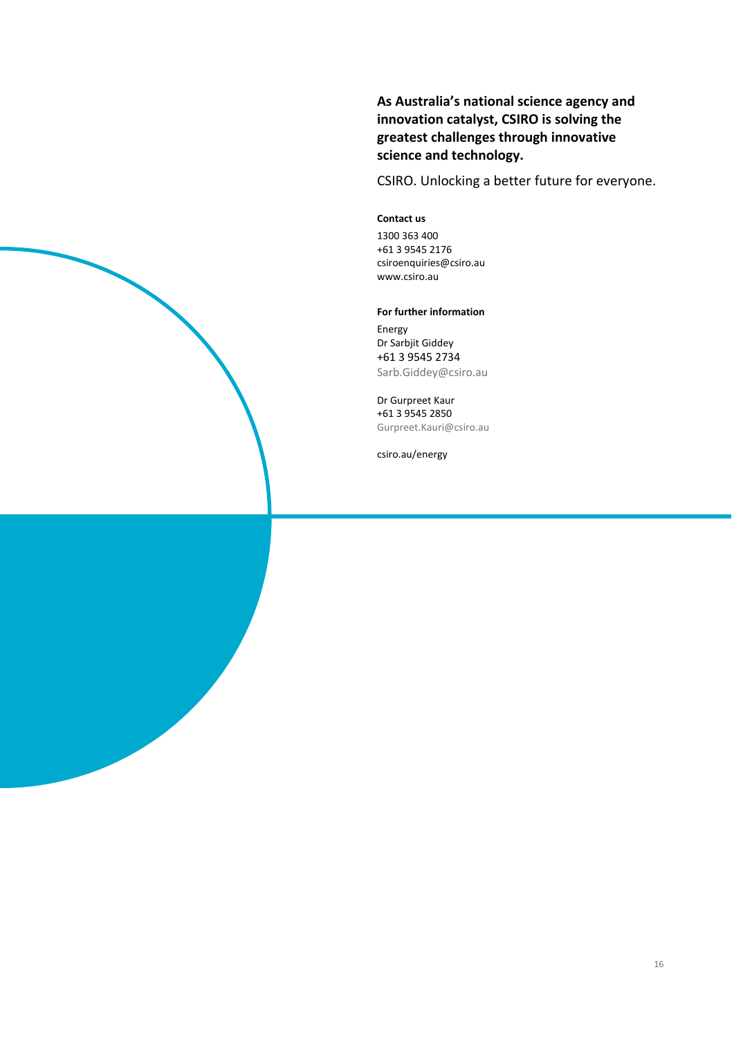**As Australia's national science agency and innovation catalyst, CSIRO is solving the greatest challenges through innovative science and technology.**

CSIRO. Unlocking a better future for everyone.

**Contact us**

1300 363 400
+61 3 9545 2176
csiroenquiries@csiro.au
www.csiro.au

**For further information**

Energy
Dr Sarbjit Giddey
+61 3 9545 2734
Sarb.Giddey@csiro.au

Dr Gurpreet Kaur
+61 3 9545 2850
Gurpreet.Kauri@csiro.au

csiro.au/energy